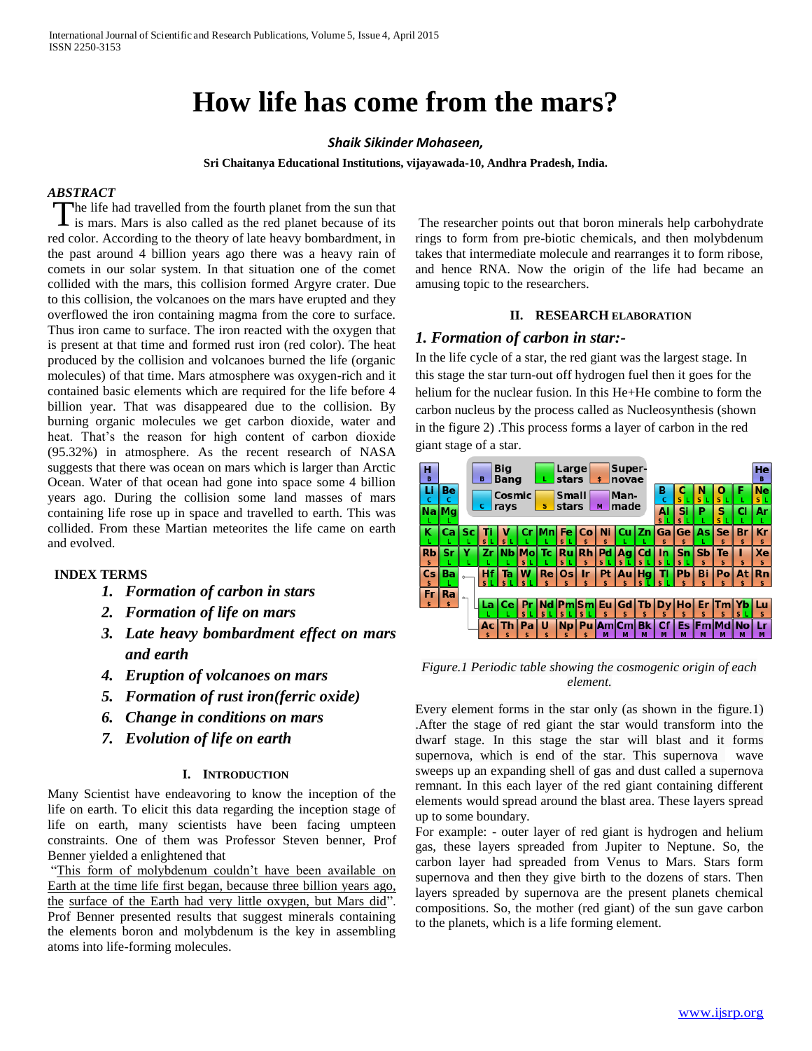# How life has come from the mars?

***Shaik Sikinder Mohaseen,***

**Sri Chaitanya Educational Institutions, vijayawada-10, Andhra Pradesh, India.**

## *ABSTRACT*

The life had travelled from the fourth planet from the sun that is mars. Mars is also called as the red planet because of its red color. According to the theory of late heavy bombardment, in the past around 4 billion years ago there was a heavy rain of comets in our solar system. In that situation one of the comet collided with the mars, this collision formed Argyre crater. Due to this collision, the volcanoes on the mars have erupted and they overflowed the iron containing magma from the core to surface. Thus iron came to surface. The iron reacted with the oxygen that is present at that time and formed rust iron (red color). The heat produced by the collision and volcanoes burned the life (organic molecules) of that time. Mars atmosphere was oxygen-rich and it contained basic elements which are required for the life before 4 billion year. That was disappeared due to the collision. By burning organic molecules we get carbon dioxide, water and heat. That's the reason for high content of carbon dioxide (95.32%) in atmosphere. As the recent research of NASA suggests that there was ocean on mars which is larger than Arctic Ocean. Water of that ocean had gone into space some 4 billion years ago. During the collision some land masses of mars containing life rose up in space and travelled to earth. This was collided. From these Martian meteorites the life came on earth and evolved.

**INDEX TERMS**

1. ***Formation of carbon in stars***
2. ***Formation of life on mars***
3. ***Late heavy bombardment effect on mars and earth***
4. ***Eruption of volcanoes on mars***
5. ***Formation of rust iron(ferric oxide)***
6. ***Change in conditions on mars***
7. ***Evolution of life on earth***

## I. INTRODUCTION

Many Scientist have endeavoring to know the inception of the life on earth. To elicit this data regarding the inception stage of life on earth, many scientists have been facing umpteen constraints. One of them was Professor Steven benner, Prof Benner yielded a enlightened that

"This form of molybdenum couldn't have been available on Earth at the time life first began, because three billion years ago, the surface of the Earth had very little oxygen, but Mars did". Prof Benner presented results that suggest minerals containing the elements boron and molybdenum is the key in assembling atoms into life-forming molecules.

The researcher points out that boron minerals help carbohydrate rings to form from pre-biotic chemicals, and then molybdenum takes that intermediate molecule and rearranges it to form ribose, and hence RNA. Now the origin of the life had became an amusing topic to the researchers.

## II. RESEARCH ELABORATION

### *1. Formation of carbon in star:-*

In the life cycle of a star, the red giant was the largest stage. In this stage the star turn-out off hydrogen fuel then it goes for the helium for the nuclear fusion. In this He+He combine to form the carbon nucleus by the process called as Nucleosynthesis (shown in the figure 2) .This process forms a layer of carbon in the red giant stage of a star.

*Figure.1 Periodic table showing the cosmogenic origin of each element.*

Every element forms in the star only (as shown in the figure.1) .After the stage of red giant the star would transform into the dwarf stage. In this stage the star will blast and it forms supernova, which is end of the star. This supernova wave sweeps up an expanding shell of gas and dust called a supernova remnant. In this each layer of the red giant containing different elements would spread around the blast area. These layers spread up to some boundary.

For example: - outer layer of red giant is hydrogen and helium gas, these layers spreaded from Jupiter to Neptune. So, the carbon layer had spreaded from Venus to Mars. Stars form supernova and then they give birth to the dozens of stars. Then layers spreaded by supernova are the present planets chemical compositions. So, the mother (red giant) of the sun gave carbon to the planets, which is a life forming element.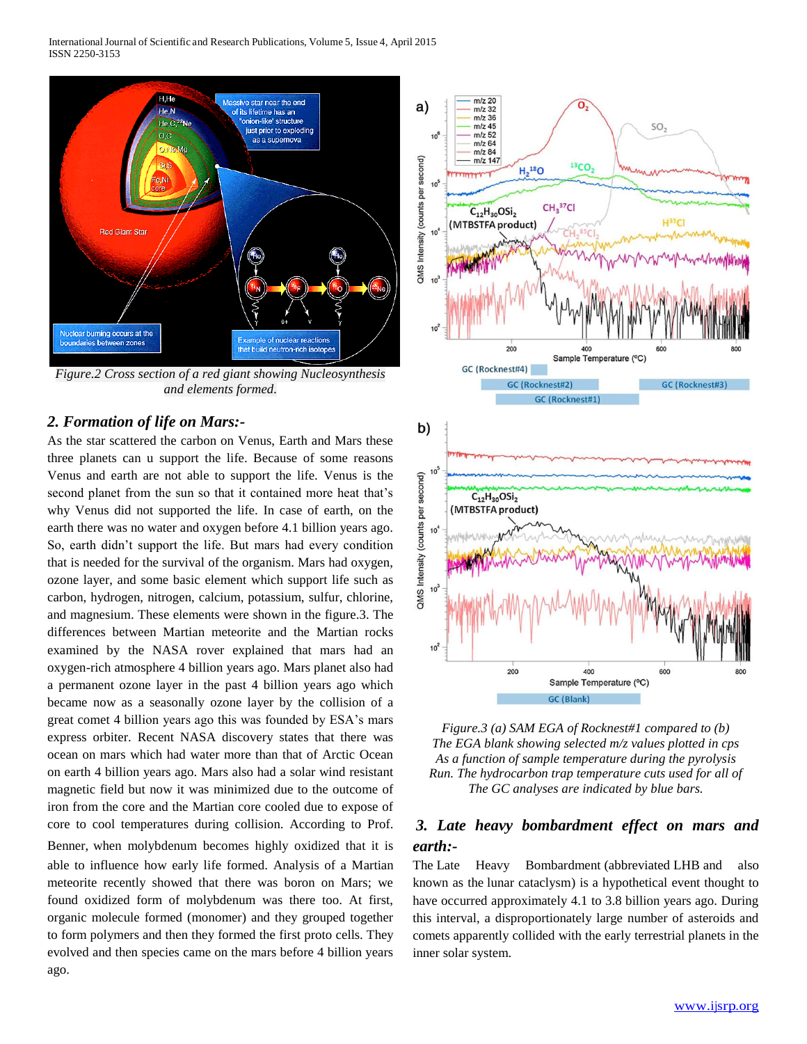*Figure.2 Cross section of a red giant showing Nucleosynthesis and elements formed.*

## *2. Formation of life on Mars:-*

As the star scattered the carbon on Venus, Earth and Mars these three planets can u support the life. Because of some reasons Venus and earth are not able to support the life. Venus is the second planet from the sun so that it contained more heat that's why Venus did not supported the life. In case of earth, on the earth there was no water and oxygen before 4.1 billion years ago. So, earth didn't support the life. But mars had every condition that is needed for the survival of the organism. Mars had oxygen, ozone layer, and some basic element which support life such as carbon, hydrogen, nitrogen, calcium, potassium, sulfur, chlorine, and magnesium. These elements were shown in the figure.3. The differences between Martian meteorite and the Martian rocks examined by the NASA rover explained that mars had an oxygen-rich atmosphere 4 billion years ago. Mars planet also had a permanent ozone layer in the past 4 billion years ago which became now as a seasonally ozone layer by the collision of a great comet 4 billion years ago this was founded by ESA's mars express orbiter. Recent NASA discovery states that there was ocean on mars which had water more than that of Arctic Ocean on earth 4 billion years ago. Mars also had a solar wind resistant magnetic field but now it was minimized due to the outcome of iron from the core and the Martian core cooled due to expose of core to cool temperatures during collision. According to Prof. Benner, when molybdenum becomes highly oxidized that it is able to influence how early life formed. Analysis of a Martian meteorite recently showed that there was boron on Mars; we found oxidized form of molybdenum was there too. At first, organic molecule formed (monomer) and they grouped together to form polymers and then they formed the first proto cells. They evolved and then species came on the mars before 4 billion years ago.

*Figure.3 (a) SAM EGA of Rocknest#1 compared to (b) The EGA blank showing selected m/z values plotted in cps As a function of sample temperature during the pyrolysis Run. The hydrocarbon trap temperature cuts used for all of The GC analyses are indicated by blue bars.*

## *3. Late heavy bombardment effect on mars and earth:-*

The Late Heavy Bombardment (abbreviated LHB and also known as the lunar cataclysm) is a hypothetical event thought to have occurred approximately 4.1 to 3.8 billion years ago. During this interval, a disproportionately large number of asteroids and comets apparently collided with the early terrestrial planets in the inner solar system.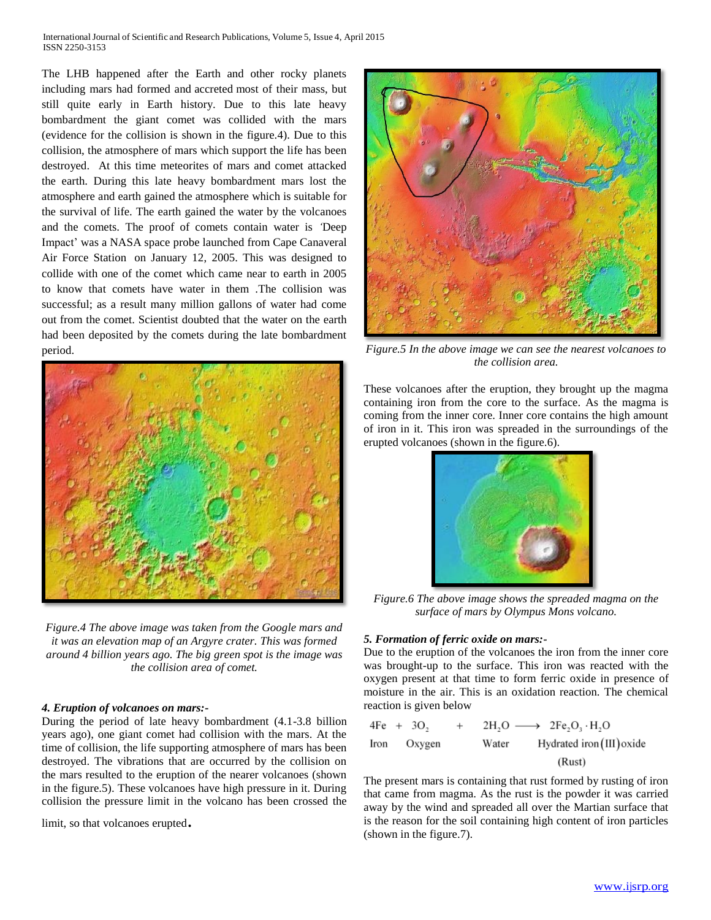The LHB happened after the Earth and other rocky planets including mars had formed and accreted most of their mass, but still quite early in Earth history. Due to this late heavy bombardment the giant comet was collided with the mars (evidence for the collision is shown in the figure.4). Due to this collision, the atmosphere of mars which support the life has been destroyed. At this time meteorites of mars and comet attacked the earth. During this late heavy bombardment mars lost the atmosphere and earth gained the atmosphere which is suitable for the survival of life. The earth gained the water by the volcanoes and the comets. The proof of comets contain water is 'Deep Impact' was a NASA space probe launched from Cape Canaveral Air Force Station on January 12, 2005. This was designed to collide with one of the comet which came near to earth in 2005 to know that comets have water in them .The collision was successful; as a result many million gallons of water had come out from the comet. Scientist doubted that the water on the earth had been deposited by the comets during the late bombardment period.

*Figure.4 The above image was taken from the Google mars and it was an elevation map of an Argyre crater. This was formed around 4 billion years ago. The big green spot is the image was the collision area of comet.*

### 4. Eruption of volcanoes on mars:-

During the period of late heavy bombardment (4.1-3.8 billion years ago), one giant comet had collision with the mars. At the time of collision, the life supporting atmosphere of mars has been destroyed. The vibrations that are occurred by the collision on the mars resulted to the eruption of the nearer volcanoes (shown in the figure.5). These volcanoes have high pressure in it. During collision the pressure limit in the volcano has been crossed the limit, so that volcanoes erupted.

*Figure.5 In the above image we can see the nearest volcanoes to the collision area.*

These volcanoes after the eruption, they brought up the magma containing iron from the core to the surface. As the magma is coming from the inner core. Inner core contains the high amount of iron in it. This iron was spreaded in the surroundings of the erupted volcanoes (shown in the figure.6).

*Figure.6 The above image shows the spreaded magma on the surface of mars by Olympus Mons volcano.*

### 5. Formation of ferric oxide on mars:-

Due to the eruption of the volcanoes the iron from the inner core was brought-up to the surface. This iron was reacted with the oxygen present at that time to form ferric oxide in presence of moisture in the air. This is an oxidation reaction. The chemical reaction is given below

$$\underset{\text{Iron}}{4Fe} + \underset{\text{Oxygen}}{3O_2} + \underset{\text{Water}}{2H_2O} \longrightarrow \underset{\substack{\text{Hydrated iron (III) oxide} \\ \text{(Rust)}}}{2Fe_2O_3 \cdot H_2O}$$

The present mars is containing that rust formed by rusting of iron that came from magma. As the rust is the powder it was carried away by the wind and spreaded all over the Martian surface that is the reason for the soil containing high content of iron particles (shown in the figure.7).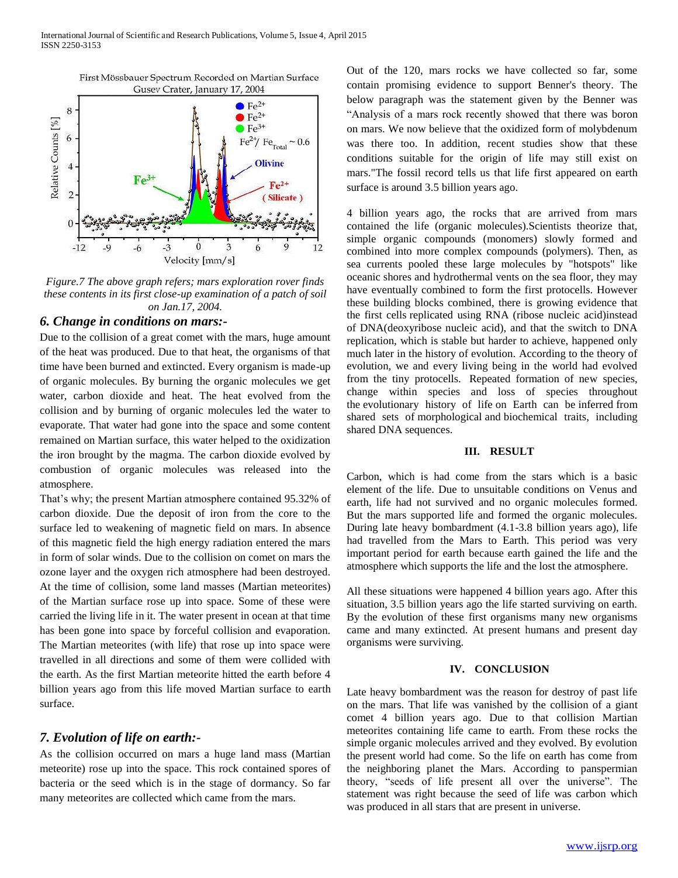*Figure.7 The above graph refers; mars exploration rover finds these contents in its first close-up examination of a patch of soil on Jan.17, 2004.*

### *6. Change in conditions on mars:-*

Due to the collision of a great comet with the mars, huge amount of the heat was produced. Due to that heat, the organisms of that time have been burned and extincted. Every organism is made-up of organic molecules. By burning the organic molecules we get water, carbon dioxide and heat. The heat evolved from the collision and by burning of organic molecules led the water to evaporate. That water had gone into the space and some content remained on Martian surface, this water helped to the oxidization the iron brought by the magma. The carbon dioxide evolved by combustion of organic molecules was released into the atmosphere.

That's why; the present Martian atmosphere contained 95.32% of carbon dioxide. Due the deposit of iron from the core to the surface led to weakening of magnetic field on mars. In absence of this magnetic field the high energy radiation entered the mars in form of solar winds. Due to the collision on comet on mars the ozone layer and the oxygen rich atmosphere had been destroyed. At the time of collision, some land masses (Martian meteorites) of the Martian surface rose up into space. Some of these were carried the living life in it. The water present in ocean at that time has been gone into space by forceful collision and evaporation. The Martian meteorites (with life) that rose up into space were travelled in all directions and some of them were collided with the earth. As the first Martian meteorite hitted the earth before 4 billion years ago from this life moved Martian surface to earth surface.

### *7. Evolution of life on earth:-*

As the collision occurred on mars a huge land mass (Martian meteorite) rose up into the space. This rock contained spores of bacteria or the seed which is in the stage of dormancy. So far many meteorites are collected which came from the mars.

Out of the 120, mars rocks we have collected so far, some contain promising evidence to support Benner's theory. The below paragraph was the statement given by the Benner was "Analysis of a mars rock recently showed that there was boron on mars. We now believe that the oxidized form of molybdenum was there too. In addition, recent studies show that these conditions suitable for the origin of life may still exist on mars."The fossil record tells us that life first appeared on earth surface is around 3.5 billion years ago.

4 billion years ago, the rocks that are arrived from mars contained the life (organic molecules).Scientists theorize that, simple organic compounds (monomers) slowly formed and combined into more complex compounds (polymers). Then, as sea currents pooled these large molecules by "hotspots" like oceanic shores and hydrothermal vents on the sea floor, they may have eventually combined to form the first protocells. However these building blocks combined, there is growing evidence that the first cells replicated using RNA (ribose nucleic acid)instead of DNA(deoxyribose nucleic acid), and that the switch to DNA replication, which is stable but harder to achieve, happened only much later in the history of evolution. According to the theory of evolution, we and every living being in the world had evolved from the tiny protocells. Repeated formation of new species, change within species and loss of species throughout the evolutionary history of life on Earth can be inferred from shared sets of morphological and biochemical traits, including shared DNA sequences.

## III. RESULT

Carbon, which is had come from the stars which is a basic element of the life. Due to unsuitable conditions on Venus and earth, life had not survived and no organic molecules formed. But the mars supported life and formed the organic molecules. During late heavy bombardment (4.1-3.8 billion years ago), life had travelled from the Mars to Earth. This period was very important period for earth because earth gained the life and the atmosphere which supports the life and the lost the atmosphere.

All these situations were happened 4 billion years ago. After this situation, 3.5 billion years ago the life started surviving on earth. By the evolution of these first organisms many new organisms came and many extincted. At present humans and present day organisms were surviving.

## IV. CONCLUSION

Late heavy bombardment was the reason for destroy of past life on the mars. That life was vanished by the collision of a giant comet 4 billion years ago. Due to that collision Martian meteorites containing life came to earth. From these rocks the simple organic molecules arrived and they evolved. By evolution the present world had come. So the life on earth has come from the neighboring planet the Mars. According to panspermian theory, "seeds of life present all over the universe". The statement was right because the seed of life was carbon which was produced in all stars that are present in universe.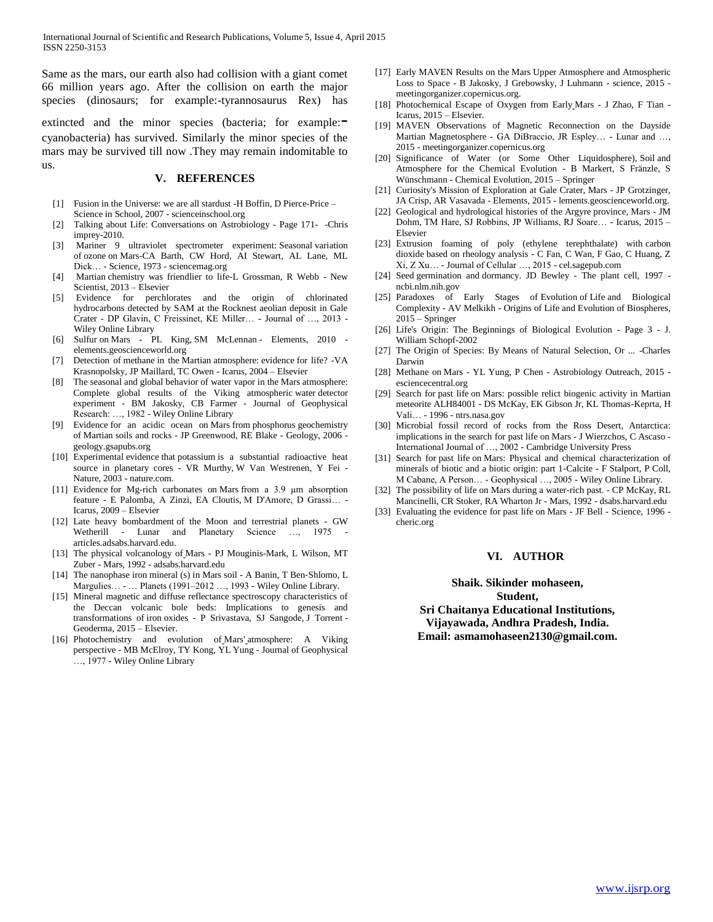Same as the mars, our earth also had collision with a giant comet 66 million years ago. After the collision on earth the major species (dinosaurs; for example:-tyrannosaurus Rex) has extincted and the minor species (bacteria; for example:- cyanobacteria) has survived. Similarly the minor species of the mars may be survived till now .They may remain indomitable to us.

## V. REFERENCES

[1] Fusion in the Universe: we are all stardust -H Boffin, D Pierce-Price – Science in School, 2007 - scienceinschool.org

[2] Talking about Life: Conversations on Astrobiology - Page 171- -Chris imprey-2010.

[3] Mariner 9 ultraviolet spectrometer experiment: Seasonal variation of ozone on Mars-CA Barth, CW Hord, AI Stewart, AL Lane, ML Dick… - Science, 1973 - sciencemag.org

[4] Martian chemistry was friendlier to life-L Grossman, R Webb - New Scientist, 2013 – Elsevier

[5] Evidence for perchlorates and the origin of chlorinated hydrocarbons detected by SAM at the Rocknest aeolian deposit in Gale Crater - DP Glavin, C Freissinet, KE Miller… - Journal of …, 2013 - Wiley Online Library

[6] Sulfur on Mars - PL King, SM McLennan - Elements, 2010 - elements.geoscienceworld.org

[7] Detection of methane in the Martian atmosphere: evidence for life? -VA Krasnopolsky, JP Maillard, TC Owen - Icarus, 2004 – Elsevier

[8] The seasonal and global behavior of water vapor in the Mars atmosphere: Complete global results of the Viking atmospheric water detector experiment - BM Jakosky, CB Farmer - Journal of Geophysical Research: …, 1982 - Wiley Online Library

[9] Evidence for an acidic ocean on Mars from phosphorus geochemistry of Martian soils and rocks - JP Greenwood, RE Blake - Geology, 2006 - geology.gsapubs.org

[10] Experimental evidence that potassium is a substantial radioactive heat source in planetary cores - VR Murthy, W Van Westrenen, Y Fei - Nature, 2003 - nature.com.

[11] Evidence for Mg-rich carbonates on Mars from a 3.9 μm absorption feature - E Palomba, A Zinzi, EA Cloutis, M D'Amore, D Grassi… - Icarus, 2009 – Elsevier

[12] Late heavy bombardment of the Moon and terrestrial planets - GW Wetherill - Lunar and Planetary Science …, 1975 - articles.adsabs.harvard.edu.

[13] The physical volcanology of Mars - PJ Mouginis-Mark, L Wilson, MT Zuber - Mars, 1992 - adsabs.harvard.edu

[14] The nanophase iron mineral (s) in Mars soil - A Banin, T Ben-Shlomo, L Margulies… - … Planets (1991–2012 …, 1993 - Wiley Online Library.

[15] Mineral magnetic and diffuse reflectance spectroscopy characteristics of the Deccan volcanic bole beds: Implications to genesis and transformations of iron oxides - P Srivastava, SJ Sangode, J Torrent - Geoderma, 2015 – Elsevier.

[16] Photochemistry and evolution of Mars' atmosphere: A Viking perspective - MB McElroy, TY Kong, YL Yung - Journal of Geophysical …, 1977 - Wiley Online Library

[17] Early MAVEN Results on the Mars Upper Atmosphere and Atmospheric Loss to Space - B Jakosky, J Grebowsky, J Luhmann - science, 2015 - meetingorganizer.copernicus.org.

[18] Photochemical Escape of Oxygen from Early Mars - J Zhao, F Tian - Icarus, 2015 – Elsevier.

[19] MAVEN Observations of Magnetic Reconnection on the Dayside Martian Magnetosphere - GA DiBraccio, JR Espley… - Lunar and …, 2015 - meetingorganizer.copernicus.org

[20] Significance of Water (or Some Other Liquidosphere), Soil and Atmosphere for the Chemical Evolution - B Markert, S Fränzle, S Wünschmann - Chemical Evolution, 2015 – Springer

[21] Curiosity's Mission of Exploration at Gale Crater, Mars - JP Grotzinger, JA Crisp, AR Vasavada - Elements, 2015 - lements.geoscienceworld.org.

[22] Geological and hydrological histories of the Argyre province, Mars - JM Dohm, TM Hare, SJ Robbins, JP Williams, RJ Soare… - Icarus, 2015 – Elsevier

[23] Extrusion foaming of poly (ethylene terephthalate) with carbon dioxide based on rheology analysis - C Fan, C Wan, F Gao, C Huang, Z Xi, Z Xu… - Journal of Cellular …, 2015 - cel.sagepub.com

[24] Seed germination and dormancy. JD Bewley - The plant cell, 1997 - ncbi.nlm.nih.gov

[25] Paradoxes of Early Stages of Evolution of Life and Biological Complexity - AV Melkikh - Origins of Life and Evolution of Biospheres, 2015 – Springer

[26] Life's Origin: The Beginnings of Biological Evolution - Page 3 - J. William Schopf-2002

[27] The Origin of Species: By Means of Natural Selection, Or ... -Charles Darwin

[28] Methane on Mars - YL Yung, P Chen - Astrobiology Outreach, 2015 - esciencecentral.org

[29] Search for past life on Mars: possible relict biogenic activity in Martian meteorite ALH84001 - DS McKay, EK Gibson Jr, KL Thomas-Keprta, H Vali… - 1996 - ntrs.nasa.gov

[30] Microbial fossil record of rocks from the Ross Desert, Antarctica: implications in the search for past life on Mars - J Wierzchos, C Ascaso - International Journal of …, 2002 - Cambridge University Press

[31] Search for past life on Mars: Physical and chemical characterization of minerals of biotic and a biotic origin: part 1-Calcite - F Stalport, P Coll, M Cabane, A Person… - Geophysical …, 2005 - Wiley Online Library.

[32] The possibility of life on Mars during a water-rich past. - CP McKay, RL Mancinelli, CR Stoker, RA Wharton Jr - Mars, 1992 - dsabs.harvard.edu

[33] Evaluating the evidence for past life on Mars - JF Bell - Science, 1996 - cheric.org

## VI. AUTHOR

**Shaik. Sikinder mohaseen,**
**Student,**
**Sri Chaitanya Educational Institutions,**
**Vijayawada, Andhra Pradesh, India.**
**Email: asmamohaseen2130@gmail.com.**